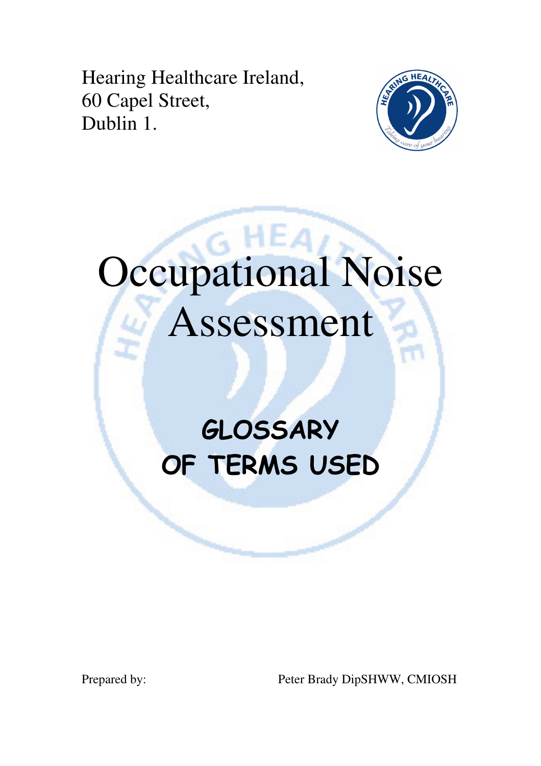Hearing Healthcare Ireland,
60 Capel Street,
Dublin 1.

# Occupational Noise Assessment

## GLOSSARY OF TERMS USED

Prepared by: Peter Brady DipSHWW, CMIOSH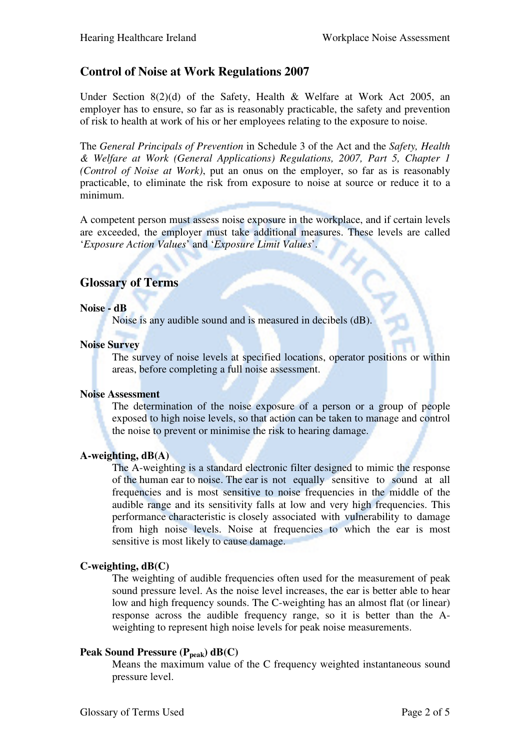## Control of Noise at Work Regulations 2007

Under Section 8(2)(d) of the Safety, Health & Welfare at Work Act 2005, an employer has to ensure, so far as is reasonably practicable, the safety and prevention of risk to health at work of his or her employees relating to the exposure to noise.

The *General Principals of Prevention* in Schedule 3 of the Act and the *Safety, Health & Welfare at Work (General Applications) Regulations, 2007, Part 5, Chapter 1 (Control of Noise at Work)*, put an onus on the employer, so far as is reasonably practicable, to eliminate the risk from exposure to noise at source or reduce it to a minimum.

A competent person must assess noise exposure in the workplace, and if certain levels are exceeded, the employer must take additional measures. These levels are called '*Exposure Action Values*' and '*Exposure Limit Values*'.

## Glossary of Terms

**Noise - dB**

Noise is any audible sound and is measured in decibels (dB).

**Noise Survey**

The survey of noise levels at specified locations, operator positions or within areas, before completing a full noise assessment.

**Noise Assessment**

The determination of the noise exposure of a person or a group of people exposed to high noise levels, so that action can be taken to manage and control the noise to prevent or minimise the risk to hearing damage.

**A-weighting, dB(A)**

The A-weighting is a standard electronic filter designed to mimic the response of the human ear to noise. The ear is not equally sensitive to sound at all frequencies and is most sensitive to noise frequencies in the middle of the audible range and its sensitivity falls at low and very high frequencies. This performance characteristic is closely associated with vulnerability to damage from high noise levels. Noise at frequencies to which the ear is most sensitive is most likely to cause damage.

**C-weighting, dB(C)**

The weighting of audible frequencies often used for the measurement of peak sound pressure level. As the noise level increases, the ear is better able to hear low and high frequency sounds. The C-weighting has an almost flat (or linear) response across the audible frequency range, so it is better than the A-weighting to represent high noise levels for peak noise measurements.

**Peak Sound Pressure ($P_{peak}$) dB(C)**

Means the maximum value of the C frequency weighted instantaneous sound pressure level.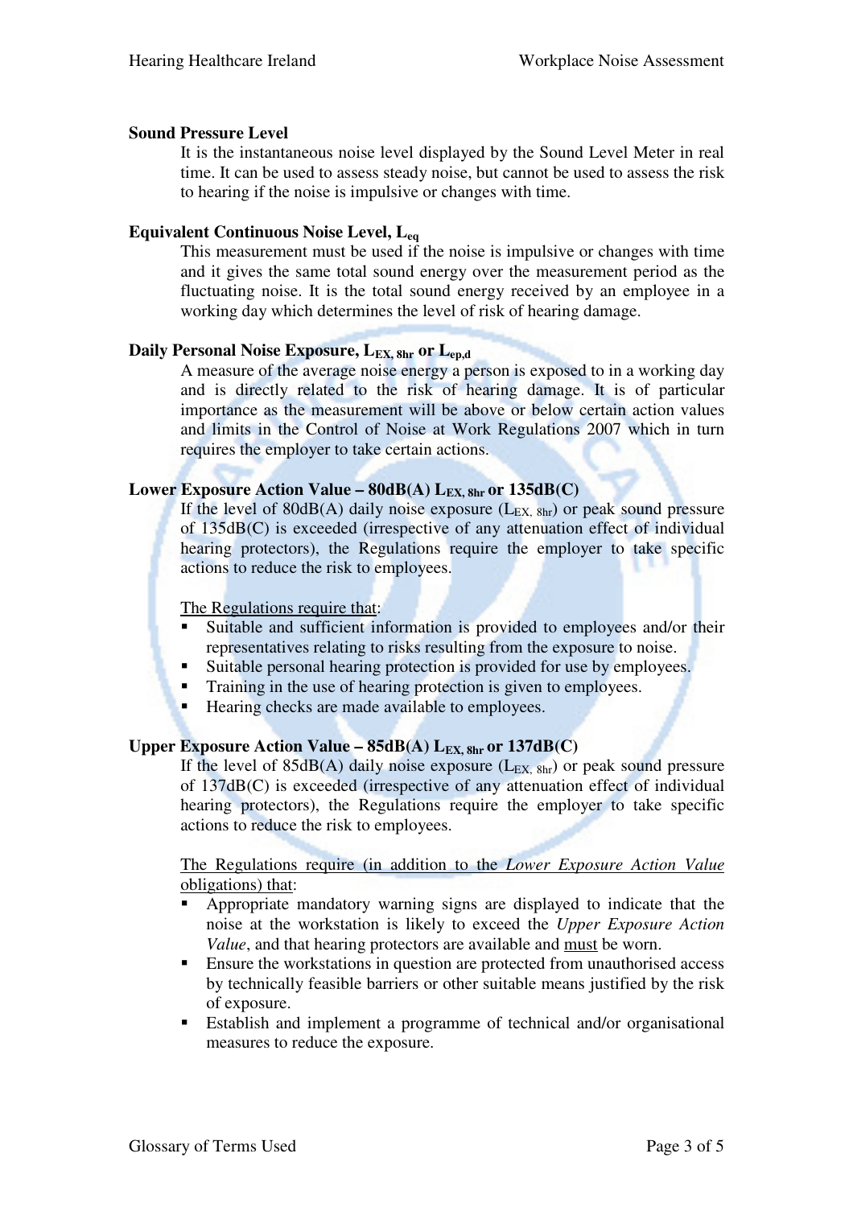**Sound Pressure Level**

It is the instantaneous noise level displayed by the Sound Level Meter in real time. It can be used to assess steady noise, but cannot be used to assess the risk to hearing if the noise is impulsive or changes with time.

**Equivalent Continuous Noise Level, $L_{eq}$**

This measurement must be used if the noise is impulsive or changes with time and it gives the same total sound energy over the measurement period as the fluctuating noise. It is the total sound energy received by an employee in a working day which determines the level of risk of hearing damage.

**Daily Personal Noise Exposure, $L_{EX,\,8hr}$ or $L_{ep,d}$**

A measure of the average noise energy a person is exposed to in a working day and is directly related to the risk of hearing damage. It is of particular importance as the measurement will be above or below certain action values and limits in the Control of Noise at Work Regulations 2007 which in turn requires the employer to take certain actions.

**Lower Exposure Action Value – 80dB(A) $L_{EX,\,8hr}$ or 135dB(C)**

If the level of 80dB(A) daily noise exposure ($L_{EX,\,8hr}$) or peak sound pressure of 135dB(C) is exceeded (irrespective of any attenuation effect of individual hearing protectors), the Regulations require the employer to take specific actions to reduce the risk to employees.

<u>The Regulations require that</u>:

- Suitable and sufficient information is provided to employees and/or their representatives relating to risks resulting from the exposure to noise.
- Suitable personal hearing protection is provided for use by employees.
- Training in the use of hearing protection is given to employees.
- Hearing checks are made available to employees.

**Upper Exposure Action Value – 85dB(A) $L_{EX,\,8hr}$ or 137dB(C)**

If the level of 85dB(A) daily noise exposure ($L_{EX,\,8hr}$) or peak sound pressure of 137dB(C) is exceeded (irrespective of any attenuation effect of individual hearing protectors), the Regulations require the employer to take specific actions to reduce the risk to employees.

<u>The Regulations require (in addition to the *Lower Exposure Action Value* obligations) that</u>:

- Appropriate mandatory warning signs are displayed to indicate that the noise at the workstation is likely to exceed the *Upper Exposure Action Value*, and that hearing protectors are available and <u>must</u> be worn.
- Ensure the workstations in question are protected from unauthorised access by technically feasible barriers or other suitable means justified by the risk of exposure.
- Establish and implement a programme of technical and/or organisational measures to reduce the exposure.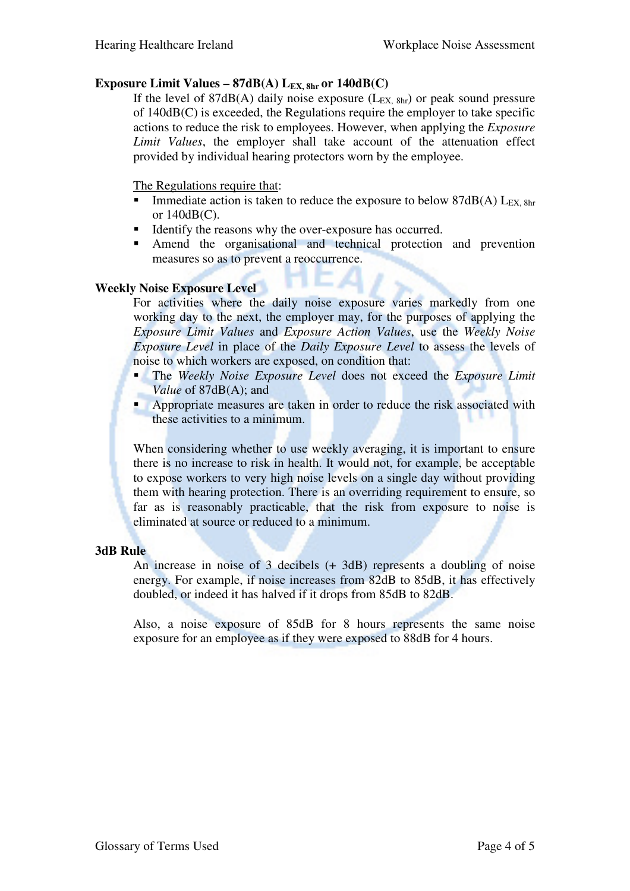### Exposure Limit Values – 87dB(A) $L_{EX, 8hr}$ or 140dB(C)

If the level of 87dB(A) daily noise exposure ($L_{EX, 8hr}$) or peak sound pressure of 140dB(C) is exceeded, the Regulations require the employer to take specific actions to reduce the risk to employees. However, when applying the *Exposure Limit Values*, the employer shall take account of the attenuation effect provided by individual hearing protectors worn by the employee.

The Regulations require that:

- Immediate action is taken to reduce the exposure to below 87dB(A) $L_{EX, 8hr}$ or 140dB(C).
- Identify the reasons why the over-exposure has occurred.
- Amend the organisational and technical protection and prevention measures so as to prevent a reoccurrence.

### Weekly Noise Exposure Level

For activities where the daily noise exposure varies markedly from one working day to the next, the employer may, for the purposes of applying the *Exposure Limit Values* and *Exposure Action Values*, use the *Weekly Noise Exposure Level* in place of the *Daily Exposure Level* to assess the levels of noise to which workers are exposed, on condition that:

- The *Weekly Noise Exposure Level* does not exceed the *Exposure Limit Value* of 87dB(A); and
- Appropriate measures are taken in order to reduce the risk associated with these activities to a minimum.

When considering whether to use weekly averaging, it is important to ensure there is no increase to risk in health. It would not, for example, be acceptable to expose workers to very high noise levels on a single day without providing them with hearing protection. There is an overriding requirement to ensure, so far as is reasonably practicable, that the risk from exposure to noise is eliminated at source or reduced to a minimum.

### 3dB Rule

An increase in noise of 3 decibels (+ 3dB) represents a doubling of noise energy. For example, if noise increases from 82dB to 85dB, it has effectively doubled, or indeed it has halved if it drops from 85dB to 82dB.

Also, a noise exposure of 85dB for 8 hours represents the same noise exposure for an employee as if they were exposed to 88dB for 4 hours.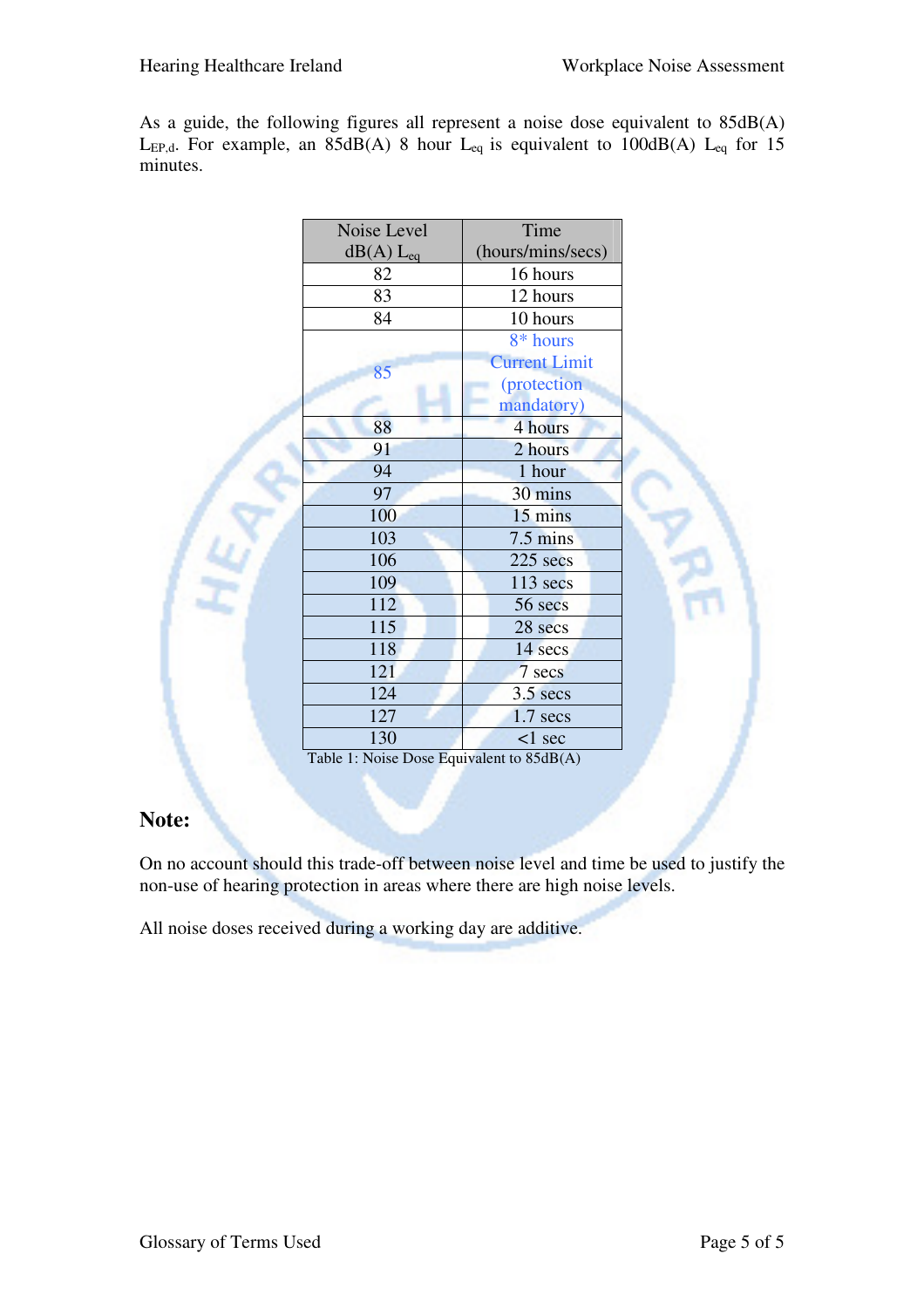As a guide, the following figures all represent a noise dose equivalent to 85dB(A) $L_{EP,d}$. For example, an 85dB(A) 8 hour $L_{eq}$ is equivalent to 100dB(A) $L_{eq}$ for 15 minutes.

| Noise Level dB(A) $L_{eq}$ | Time (hours/mins/secs) |
|---|---|
| 82 | 16 hours |
| 83 | 12 hours |
| 84 | 10 hours |
| 85 | 8* hours Current Limit (protection mandatory) |
| 88 | 4 hours |
| 91 | 2 hours |
| 94 | 1 hour |
| 97 | 30 mins |
| 100 | 15 mins |
| 103 | 7.5 mins |
| 106 | 225 secs |
| 109 | 113 secs |
| 112 | 56 secs |
| 115 | 28 secs |
| 118 | 14 secs |
| 121 | 7 secs |
| 124 | 3.5 secs |
| 127 | 1.7 secs |
| 130 | <1 sec |

Table 1: Noise Dose Equivalent to 85dB(A)

## Note:

On no account should this trade-off between noise level and time be used to justify the non-use of hearing protection in areas where there are high noise levels.

All noise doses received during a working day are additive.